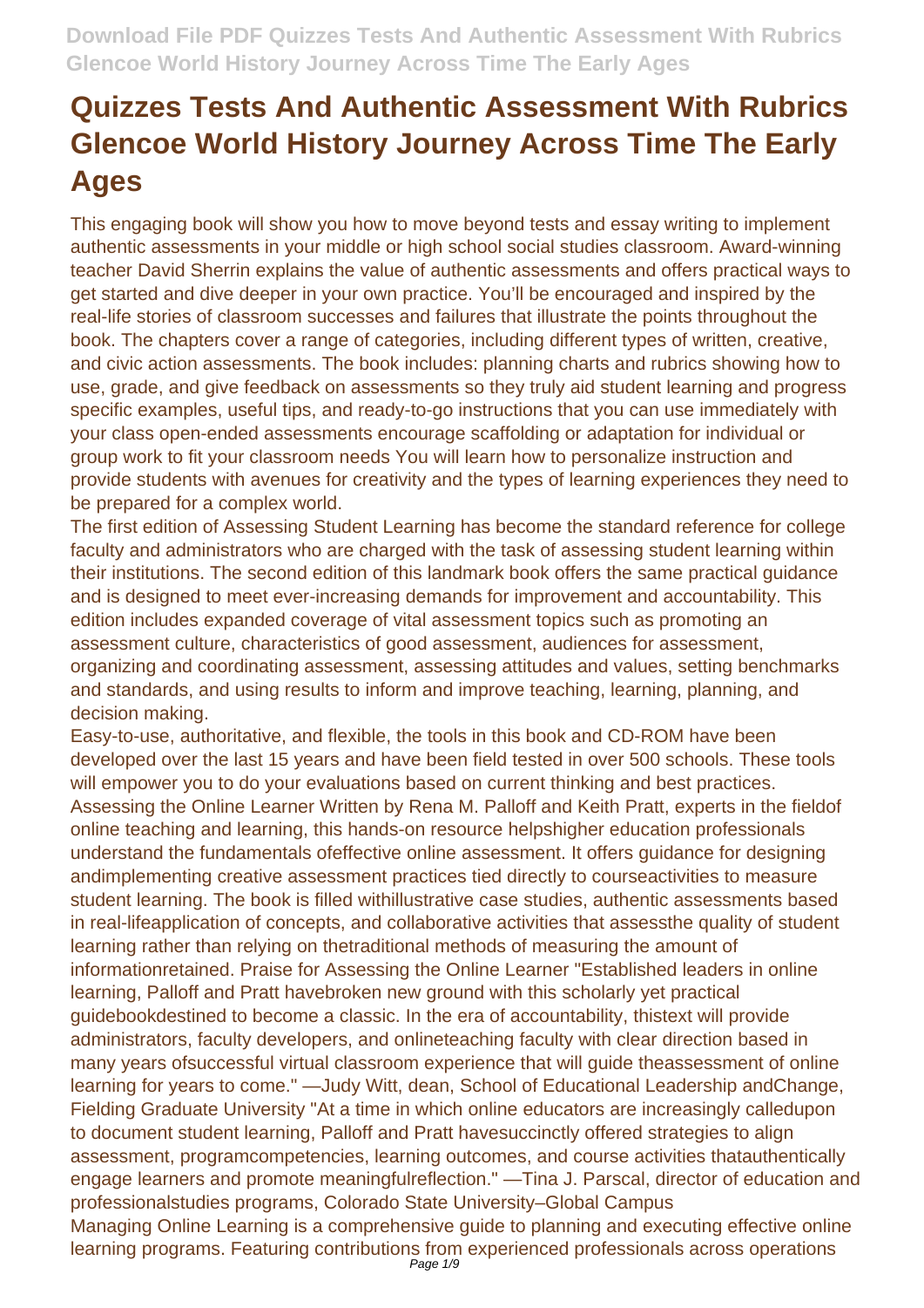# Quizzes Tests And Authentic Assessment With Rubrics Glencoe World History Journey Across Time The Early Ages

This engaging book will show you how to move beyond tests and essay writing to implement authentic assessments in your middle or high school social studies classroom. Award-winning teacher David Sherrin explains the value of authentic assessments and offers practical ways to get started and dive deeper in your own practice. You'll be encouraged and inspired by the real-life stories of classroom successes and failures that illustrate the points throughout the book. The chapters cover a range of categories, including different types of written, creative, and civic action assessments. The book includes: planning charts and rubrics showing how to use, grade, and give feedback on assessments so they truly aid student learning and progress specific examples, useful tips, and ready-to-go instructions that you can use immediately with your class open-ended assessments encourage scaffolding or adaptation for individual or group work to fit your classroom needs You will learn how to personalize instruction and provide students with avenues for creativity and the types of learning experiences they need to be prepared for a complex world.

The first edition of Assessing Student Learning has become the standard reference for college faculty and administrators who are charged with the task of assessing student learning within their institutions. The second edition of this landmark book offers the same practical guidance and is designed to meet ever-increasing demands for improvement and accountability. This edition includes expanded coverage of vital assessment topics such as promoting an assessment culture, characteristics of good assessment, audiences for assessment, organizing and coordinating assessment, assessing attitudes and values, setting benchmarks and standards, and using results to inform and improve teaching, learning, planning, and decision making.

Easy-to-use, authoritative, and flexible, the tools in this book and CD-ROM have been developed over the last 15 years and have been field tested in over 500 schools. These tools will empower you to do your evaluations based on current thinking and best practices.

Assessing the Online Learner Written by Rena M. Palloff and Keith Pratt, experts in the fieldof online teaching and learning, this hands-on resource helpshigher education professionals understand the fundamentals ofeffective online assessment. It offers guidance for designing andimplementing creative assessment practices tied directly to courseactivities to measure student learning. The book is filled withillustrative case studies, authentic assessments based in real-lifeapplication of concepts, and collaborative activities that assessthe quality of student learning rather than relying on thetraditional methods of measuring the amount of informationretained. Praise for Assessing the Online Learner "Established leaders in online learning, Palloff and Pratt havebroken new ground with this scholarly yet practical guidebookdestined to become a classic. In the era of accountability, thistext will provide administrators, faculty developers, and onlineteaching faculty with clear direction based in many years ofsuccessful virtual classroom experience that will guide theassessment of online learning for years to come." —Judy Witt, dean, School of Educational Leadership andChange, Fielding Graduate University "At a time in which online educators are increasingly calledupon to document student learning, Palloff and Pratt havesuccinctly offered strategies to align assessment, programcompetencies, learning outcomes, and course activities thatauthentically engage learners and promote meaningfulreflection." —Tina J. Parscal, director of education and professionalstudies programs, Colorado State University–Global Campus

Managing Online Learning is a comprehensive guide to planning and executing effective online learning programs. Featuring contributions from experienced professionals across operations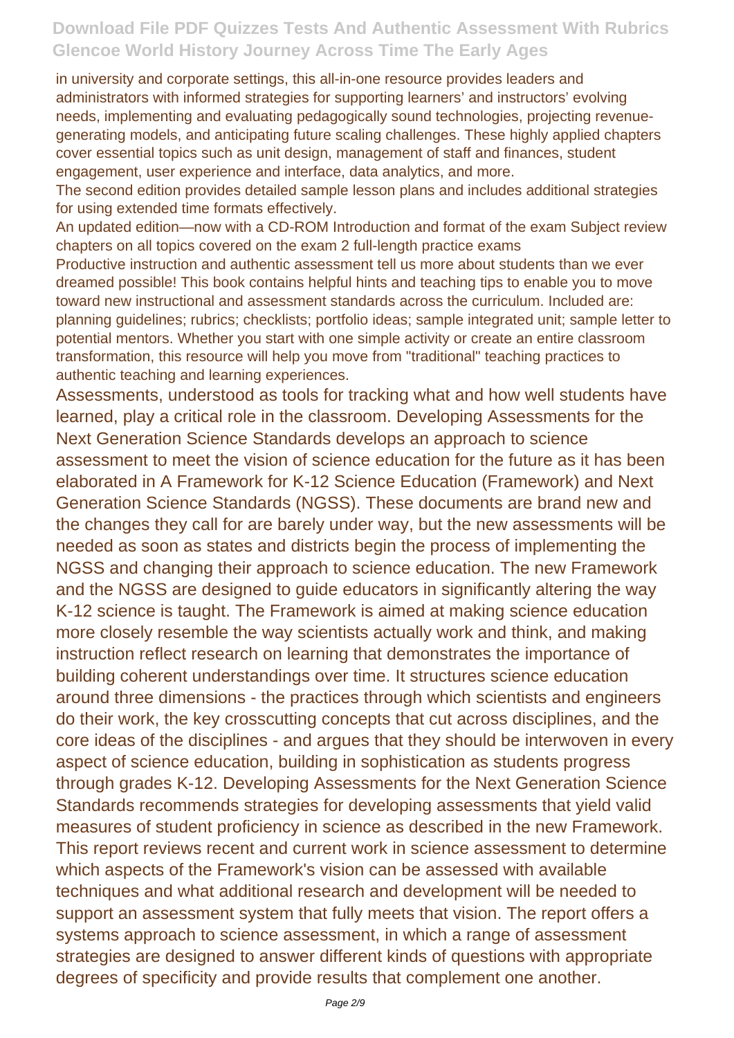in university and corporate settings, this all-in-one resource provides leaders and administrators with informed strategies for supporting learners' and instructors' evolving needs, implementing and evaluating pedagogically sound technologies, projecting revenue-generating models, and anticipating future scaling challenges. These highly applied chapters cover essential topics such as unit design, management of staff and finances, student engagement, user experience and interface, data analytics, and more.

The second edition provides detailed sample lesson plans and includes additional strategies for using extended time formats effectively.

An updated edition—now with a CD-ROM Introduction and format of the exam Subject review chapters on all topics covered on the exam 2 full-length practice exams

Productive instruction and authentic assessment tell us more about students than we ever dreamed possible! This book contains helpful hints and teaching tips to enable you to move toward new instructional and assessment standards across the curriculum. Included are: planning guidelines; rubrics; checklists; portfolio ideas; sample integrated unit; sample letter to potential mentors. Whether you start with one simple activity or create an entire classroom transformation, this resource will help you move from "traditional" teaching practices to authentic teaching and learning experiences.

Assessments, understood as tools for tracking what and how well students have learned, play a critical role in the classroom. Developing Assessments for the Next Generation Science Standards develops an approach to science assessment to meet the vision of science education for the future as it has been elaborated in A Framework for K-12 Science Education (Framework) and Next Generation Science Standards (NGSS). These documents are brand new and the changes they call for are barely under way, but the new assessments will be needed as soon as states and districts begin the process of implementing the NGSS and changing their approach to science education. The new Framework and the NGSS are designed to guide educators in significantly altering the way K-12 science is taught. The Framework is aimed at making science education more closely resemble the way scientists actually work and think, and making instruction reflect research on learning that demonstrates the importance of building coherent understandings over time. It structures science education around three dimensions - the practices through which scientists and engineers do their work, the key crosscutting concepts that cut across disciplines, and the core ideas of the disciplines - and argues that they should be interwoven in every aspect of science education, building in sophistication as students progress through grades K-12. Developing Assessments for the Next Generation Science Standards recommends strategies for developing assessments that yield valid measures of student proficiency in science as described in the new Framework. This report reviews recent and current work in science assessment to determine which aspects of the Framework's vision can be assessed with available techniques and what additional research and development will be needed to support an assessment system that fully meets that vision. The report offers a systems approach to science assessment, in which a range of assessment strategies are designed to answer different kinds of questions with appropriate degrees of specificity and provide results that complement one another.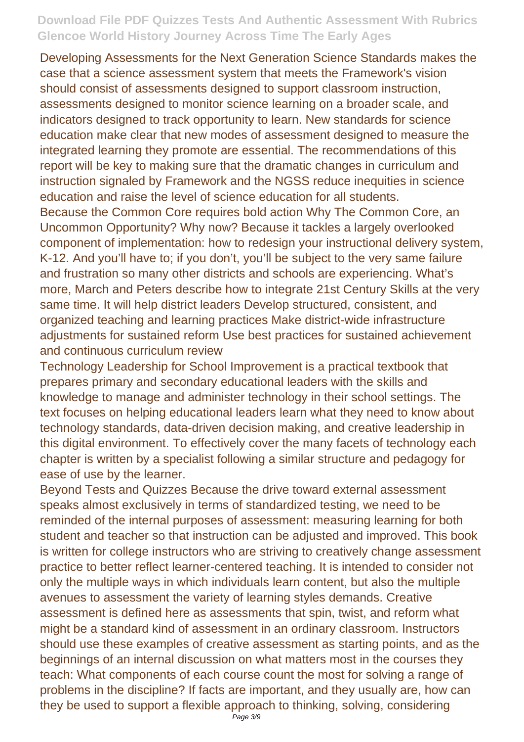Developing Assessments for the Next Generation Science Standards makes the case that a science assessment system that meets the Framework's vision should consist of assessments designed to support classroom instruction, assessments designed to monitor science learning on a broader scale, and indicators designed to track opportunity to learn. New standards for science education make clear that new modes of assessment designed to measure the integrated learning they promote are essential. The recommendations of this report will be key to making sure that the dramatic changes in curriculum and instruction signaled by Framework and the NGSS reduce inequities in science education and raise the level of science education for all students.

Because the Common Core requires bold action Why The Common Core, an Uncommon Opportunity? Why now? Because it tackles a largely overlooked component of implementation: how to redesign your instructional delivery system, K-12. And you'll have to; if you don't, you'll be subject to the very same failure and frustration so many other districts and schools are experiencing. What's more, March and Peters describe how to integrate 21st Century Skills at the very same time. It will help district leaders Develop structured, consistent, and organized teaching and learning practices Make district-wide infrastructure adjustments for sustained reform Use best practices for sustained achievement and continuous curriculum review

Technology Leadership for School Improvement is a practical textbook that prepares primary and secondary educational leaders with the skills and knowledge to manage and administer technology in their school settings. The text focuses on helping educational leaders learn what they need to know about technology standards, data-driven decision making, and creative leadership in this digital environment. To effectively cover the many facets of technology each chapter is written by a specialist following a similar structure and pedagogy for ease of use by the learner.

Beyond Tests and Quizzes Because the drive toward external assessment speaks almost exclusively in terms of standardized testing, we need to be reminded of the internal purposes of assessment: measuring learning for both student and teacher so that instruction can be adjusted and improved. This book is written for college instructors who are striving to creatively change assessment practice to better reflect learner-centered teaching. It is intended to consider not only the multiple ways in which individuals learn content, but also the multiple avenues to assessment the variety of learning styles demands. Creative assessment is defined here as assessments that spin, twist, and reform what might be a standard kind of assessment in an ordinary classroom. Instructors should use these examples of creative assessment as starting points, and as the beginnings of an internal discussion on what matters most in the courses they teach: What components of each course count the most for solving a range of problems in the discipline? If facts are important, and they usually are, how can they be used to support a flexible approach to thinking, solving, considering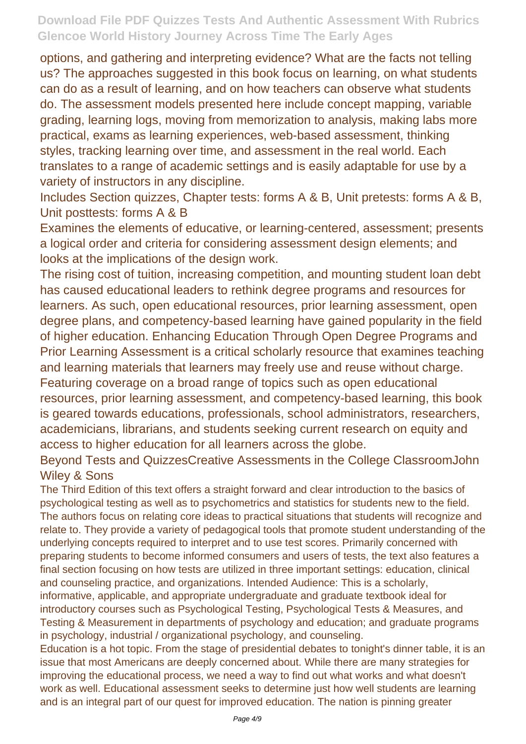options, and gathering and interpreting evidence? What are the facts not telling us? The approaches suggested in this book focus on learning, on what students can do as a result of learning, and on how teachers can observe what students do. The assessment models presented here include concept mapping, variable grading, learning logs, moving from memorization to analysis, making labs more practical, exams as learning experiences, web-based assessment, thinking styles, tracking learning over time, and assessment in the real world. Each translates to a range of academic settings and is easily adaptable for use by a variety of instructors in any discipline.

Includes Section quizzes, Chapter tests: forms A & B, Unit pretests: forms A & B, Unit posttests: forms A & B

Examines the elements of educative, or learning-centered, assessment; presents a logical order and criteria for considering assessment design elements; and looks at the implications of the design work.

The rising cost of tuition, increasing competition, and mounting student loan debt has caused educational leaders to rethink degree programs and resources for learners. As such, open educational resources, prior learning assessment, open degree plans, and competency-based learning have gained popularity in the field of higher education. Enhancing Education Through Open Degree Programs and Prior Learning Assessment is a critical scholarly resource that examines teaching and learning materials that learners may freely use and reuse without charge. Featuring coverage on a broad range of topics such as open educational resources, prior learning assessment, and competency-based learning, this book is geared towards educations, professionals, school administrators, researchers, academicians, librarians, and students seeking current research on equity and access to higher education for all learners across the globe.

Beyond Tests and QuizzesCreative Assessments in the College ClassroomJohn Wiley & Sons

The Third Edition of this text offers a straight forward and clear introduction to the basics of psychological testing as well as to psychometrics and statistics for students new to the field. The authors focus on relating core ideas to practical situations that students will recognize and relate to. They provide a variety of pedagogical tools that promote student understanding of the underlying concepts required to interpret and to use test scores. Primarily concerned with preparing students to become informed consumers and users of tests, the text also features a final section focusing on how tests are utilized in three important settings: education, clinical and counseling practice, and organizations. Intended Audience: This is a scholarly, informative, applicable, and appropriate undergraduate and graduate textbook ideal for introductory courses such as Psychological Testing, Psychological Tests & Measures, and Testing & Measurement in departments of psychology and education; and graduate programs in psychology, industrial / organizational psychology, and counseling.

Education is a hot topic. From the stage of presidential debates to tonight's dinner table, it is an issue that most Americans are deeply concerned about. While there are many strategies for improving the educational process, we need a way to find out what works and what doesn't work as well. Educational assessment seeks to determine just how well students are learning and is an integral part of our quest for improved education. The nation is pinning greater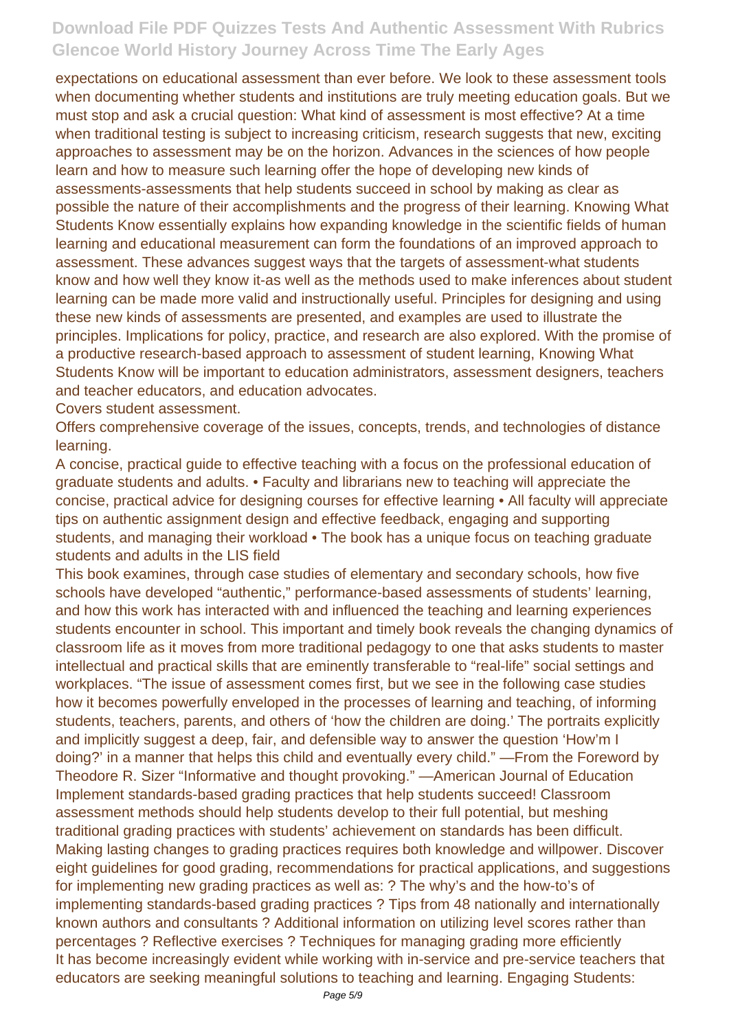expectations on educational assessment than ever before. We look to these assessment tools when documenting whether students and institutions are truly meeting education goals. But we must stop and ask a crucial question: What kind of assessment is most effective? At a time when traditional testing is subject to increasing criticism, research suggests that new, exciting approaches to assessment may be on the horizon. Advances in the sciences of how people learn and how to measure such learning offer the hope of developing new kinds of assessments-assessments that help students succeed in school by making as clear as possible the nature of their accomplishments and the progress of their learning. Knowing What Students Know essentially explains how expanding knowledge in the scientific fields of human learning and educational measurement can form the foundations of an improved approach to assessment. These advances suggest ways that the targets of assessment-what students know and how well they know it-as well as the methods used to make inferences about student learning can be made more valid and instructionally useful. Principles for designing and using these new kinds of assessments are presented, and examples are used to illustrate the principles. Implications for policy, practice, and research are also explored. With the promise of a productive research-based approach to assessment of student learning, Knowing What Students Know will be important to education administrators, assessment designers, teachers and teacher educators, and education advocates.

Covers student assessment.

Offers comprehensive coverage of the issues, concepts, trends, and technologies of distance learning.

A concise, practical guide to effective teaching with a focus on the professional education of graduate students and adults. • Faculty and librarians new to teaching will appreciate the concise, practical advice for designing courses for effective learning • All faculty will appreciate tips on authentic assignment design and effective feedback, engaging and supporting students, and managing their workload • The book has a unique focus on teaching graduate students and adults in the LIS field

This book examines, through case studies of elementary and secondary schools, how five schools have developed "authentic," performance-based assessments of students' learning, and how this work has interacted with and influenced the teaching and learning experiences students encounter in school. This important and timely book reveals the changing dynamics of classroom life as it moves from more traditional pedagogy to one that asks students to master intellectual and practical skills that are eminently transferable to "real-life" social settings and workplaces. "The issue of assessment comes first, but we see in the following case studies how it becomes powerfully enveloped in the processes of learning and teaching, of informing students, teachers, parents, and others of 'how the children are doing.' The portraits explicitly and implicitly suggest a deep, fair, and defensible way to answer the question 'How'm I doing?' in a manner that helps this child and eventually every child." —From the Foreword by Theodore R. Sizer "Informative and thought provoking." —American Journal of Education

Implement standards-based grading practices that help students succeed! Classroom assessment methods should help students develop to their full potential, but meshing traditional grading practices with students' achievement on standards has been difficult. Making lasting changes to grading practices requires both knowledge and willpower. Discover eight guidelines for good grading, recommendations for practical applications, and suggestions for implementing new grading practices as well as: ? The why's and the how-to's of implementing standards-based grading practices ? Tips from 48 nationally and internationally known authors and consultants ? Additional information on utilizing level scores rather than percentages ? Reflective exercises ? Techniques for managing grading more efficiently

It has become increasingly evident while working with in-service and pre-service teachers that educators are seeking meaningful solutions to teaching and learning. Engaging Students: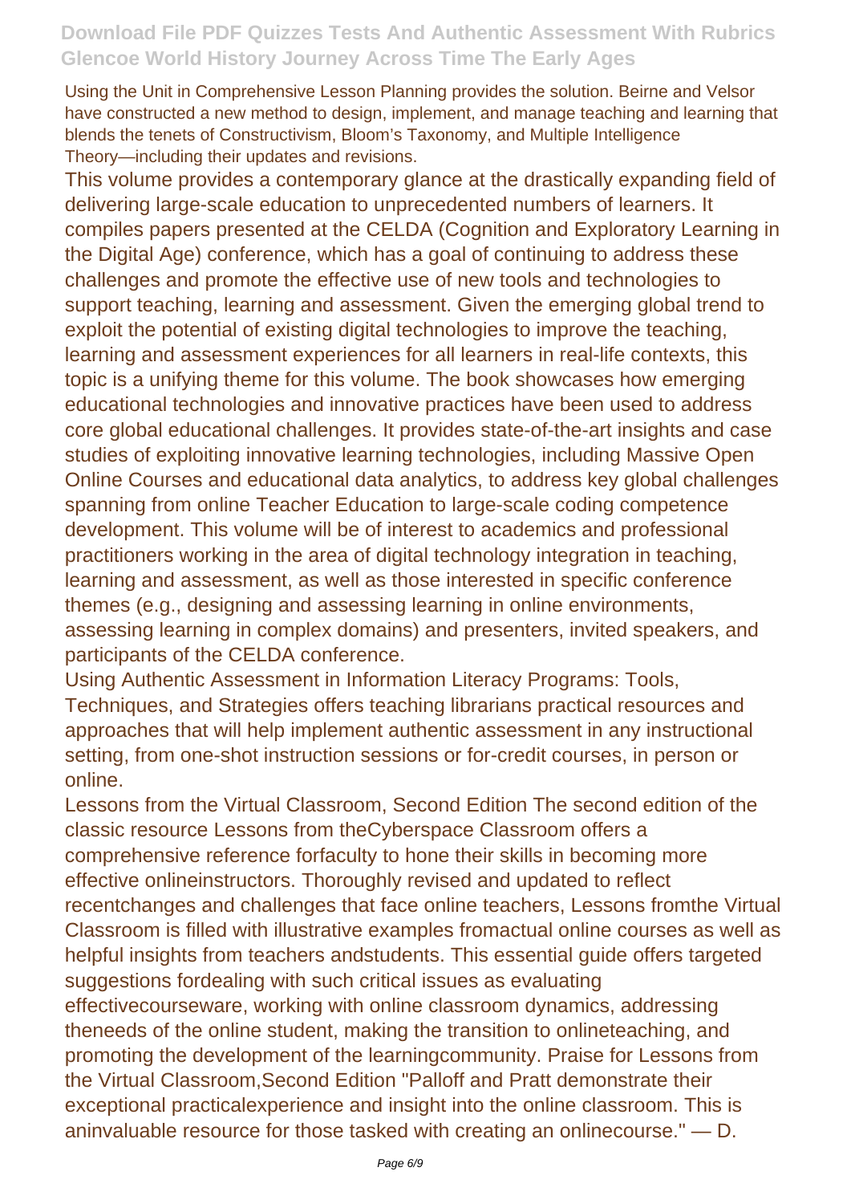Using the Unit in Comprehensive Lesson Planning provides the solution. Beirne and Velsor have constructed a new method to design, implement, and manage teaching and learning that blends the tenets of Constructivism, Bloom's Taxonomy, and Multiple Intelligence Theory—including their updates and revisions.

This volume provides a contemporary glance at the drastically expanding field of delivering large-scale education to unprecedented numbers of learners. It compiles papers presented at the CELDA (Cognition and Exploratory Learning in the Digital Age) conference, which has a goal of continuing to address these challenges and promote the effective use of new tools and technologies to support teaching, learning and assessment. Given the emerging global trend to exploit the potential of existing digital technologies to improve the teaching, learning and assessment experiences for all learners in real-life contexts, this topic is a unifying theme for this volume. The book showcases how emerging educational technologies and innovative practices have been used to address core global educational challenges. It provides state-of-the-art insights and case studies of exploiting innovative learning technologies, including Massive Open Online Courses and educational data analytics, to address key global challenges spanning from online Teacher Education to large-scale coding competence development. This volume will be of interest to academics and professional practitioners working in the area of digital technology integration in teaching, learning and assessment, as well as those interested in specific conference themes (e.g., designing and assessing learning in online environments, assessing learning in complex domains) and presenters, invited speakers, and participants of the CELDA conference.

Using Authentic Assessment in Information Literacy Programs: Tools, Techniques, and Strategies offers teaching librarians practical resources and approaches that will help implement authentic assessment in any instructional setting, from one-shot instruction sessions or for-credit courses, in person or online.

Lessons from the Virtual Classroom, Second Edition The second edition of the classic resource Lessons from theCyberspace Classroom offers a comprehensive reference forfaculty to hone their skills in becoming more effective onlineinstructors. Thoroughly revised and updated to reflect recentchanges and challenges that face online teachers, Lessons fromthe Virtual Classroom is filled with illustrative examples fromactual online courses as well as helpful insights from teachers andstudents. This essential guide offers targeted suggestions fordealing with such critical issues as evaluating effectivecourseware, working with online classroom dynamics, addressing theneeds of the online student, making the transition to onlineteaching, and promoting the development of the learningcommunity. Praise for Lessons from the Virtual Classroom,Second Edition "Palloff and Pratt demonstrate their exceptional practicalexperience and insight into the online classroom. This is aninvaluable resource for those tasked with creating an onlinecourse." — D.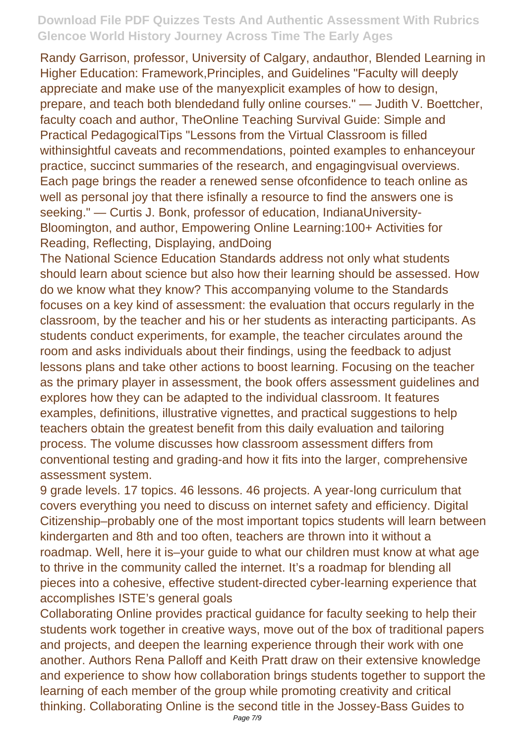Randy Garrison, professor, University of Calgary, andauthor, Blended Learning in Higher Education: Framework,Principles, and Guidelines "Faculty will deeply appreciate and make use of the manyexplicit examples of how to design, prepare, and teach both blendedand fully online courses." — Judith V. Boettcher, faculty coach and author, TheOnline Teaching Survival Guide: Simple and Practical PedagogicalTips "Lessons from the Virtual Classroom is filled withinsightful caveats and recommendations, pointed examples to enhanceyour practice, succinct summaries of the research, and engagingvisual overviews. Each page brings the reader a renewed sense ofconfidence to teach online as well as personal joy that there isfinally a resource to find the answers one is seeking." — Curtis J. Bonk, professor of education, IndianaUniversity-Bloomington, and author, Empowering Online Learning:100+ Activities for Reading, Reflecting, Displaying, andDoing

The National Science Education Standards address not only what students should learn about science but also how their learning should be assessed. How do we know what they know? This accompanying volume to the Standards focuses on a key kind of assessment: the evaluation that occurs regularly in the classroom, by the teacher and his or her students as interacting participants. As students conduct experiments, for example, the teacher circulates around the room and asks individuals about their findings, using the feedback to adjust lessons plans and take other actions to boost learning. Focusing on the teacher as the primary player in assessment, the book offers assessment guidelines and explores how they can be adapted to the individual classroom. It features examples, definitions, illustrative vignettes, and practical suggestions to help teachers obtain the greatest benefit from this daily evaluation and tailoring process. The volume discusses how classroom assessment differs from conventional testing and grading-and how it fits into the larger, comprehensive assessment system.

9 grade levels. 17 topics. 46 lessons. 46 projects. A year-long curriculum that covers everything you need to discuss on internet safety and efficiency. Digital Citizenship–probably one of the most important topics students will learn between kindergarten and 8th and too often, teachers are thrown into it without a roadmap. Well, here it is–your guide to what our children must know at what age to thrive in the community called the internet. It's a roadmap for blending all pieces into a cohesive, effective student-directed cyber-learning experience that accomplishes ISTE's general goals

Collaborating Online provides practical guidance for faculty seeking to help their students work together in creative ways, move out of the box of traditional papers and projects, and deepen the learning experience through their work with one another. Authors Rena Palloff and Keith Pratt draw on their extensive knowledge and experience to show how collaboration brings students together to support the learning of each member of the group while promoting creativity and critical thinking. Collaborating Online is the second title in the Jossey-Bass Guides to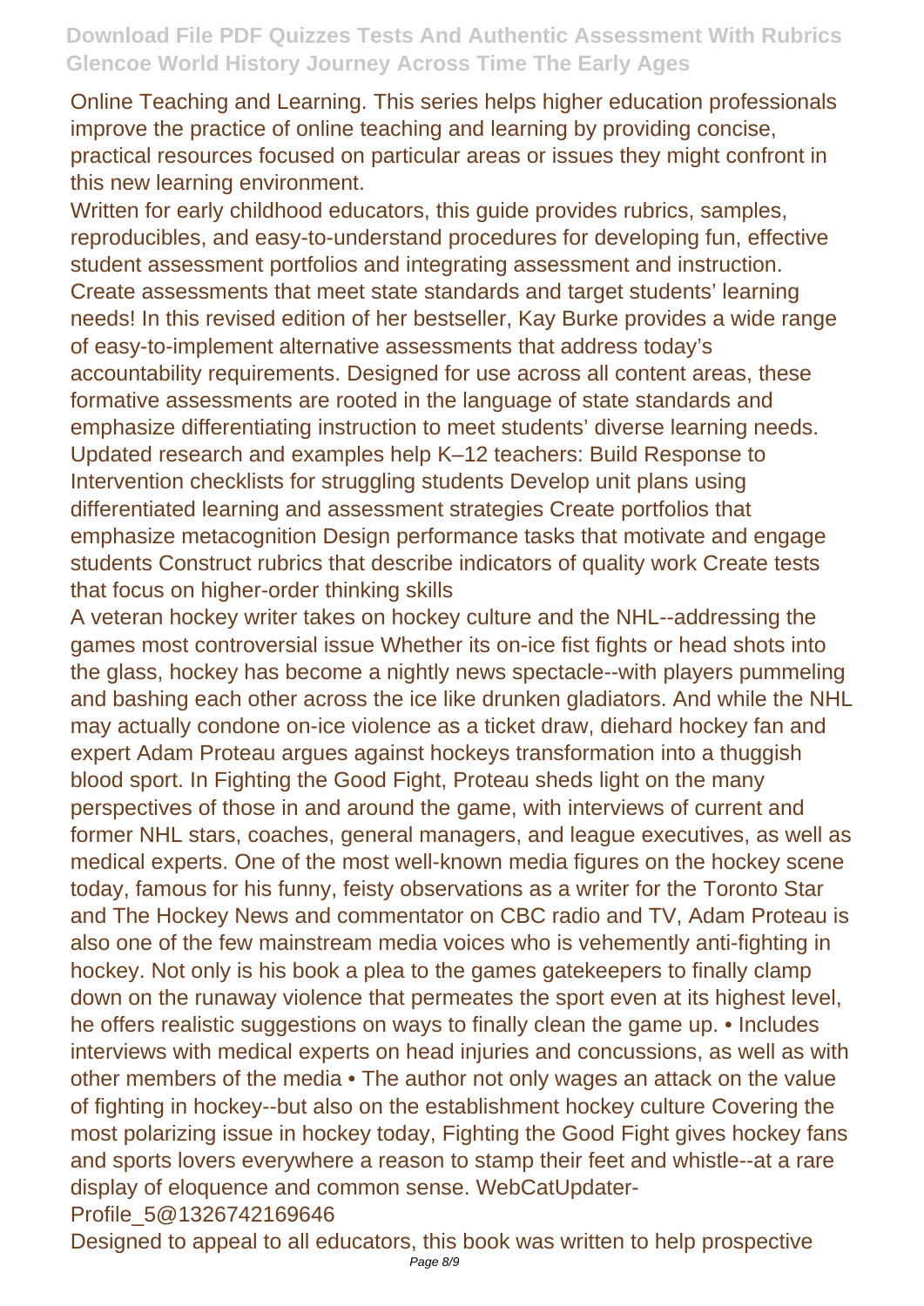Online Teaching and Learning. This series helps higher education professionals improve the practice of online teaching and learning by providing concise, practical resources focused on particular areas or issues they might confront in this new learning environment.

Written for early childhood educators, this guide provides rubrics, samples, reproducibles, and easy-to-understand procedures for developing fun, effective student assessment portfolios and integrating assessment and instruction.

Create assessments that meet state standards and target students' learning needs! In this revised edition of her bestseller, Kay Burke provides a wide range of easy-to-implement alternative assessments that address today's accountability requirements. Designed for use across all content areas, these formative assessments are rooted in the language of state standards and emphasize differentiating instruction to meet students' diverse learning needs. Updated research and examples help K–12 teachers: Build Response to Intervention checklists for struggling students Develop unit plans using differentiated learning and assessment strategies Create portfolios that emphasize metacognition Design performance tasks that motivate and engage students Construct rubrics that describe indicators of quality work Create tests that focus on higher-order thinking skills

A veteran hockey writer takes on hockey culture and the NHL--addressing the games most controversial issue Whether its on-ice fist fights or head shots into the glass, hockey has become a nightly news spectacle--with players pummeling and bashing each other across the ice like drunken gladiators. And while the NHL may actually condone on-ice violence as a ticket draw, diehard hockey fan and expert Adam Proteau argues against hockeys transformation into a thuggish blood sport. In Fighting the Good Fight, Proteau sheds light on the many perspectives of those in and around the game, with interviews of current and former NHL stars, coaches, general managers, and league executives, as well as medical experts. One of the most well-known media figures on the hockey scene today, famous for his funny, feisty observations as a writer for the Toronto Star and The Hockey News and commentator on CBC radio and TV, Adam Proteau is also one of the few mainstream media voices who is vehemently anti-fighting in hockey. Not only is his book a plea to the games gatekeepers to finally clamp down on the runaway violence that permeates the sport even at its highest level, he offers realistic suggestions on ways to finally clean the game up. • Includes interviews with medical experts on head injuries and concussions, as well as with other members of the media • The author not only wages an attack on the value of fighting in hockey--but also on the establishment hockey culture Covering the most polarizing issue in hockey today, Fighting the Good Fight gives hockey fans and sports lovers everywhere a reason to stamp their feet and whistle--at a rare display of eloquence and common sense. WebCatUpdater-Profile_5@1326742169646

Designed to appeal to all educators, this book was written to help prospective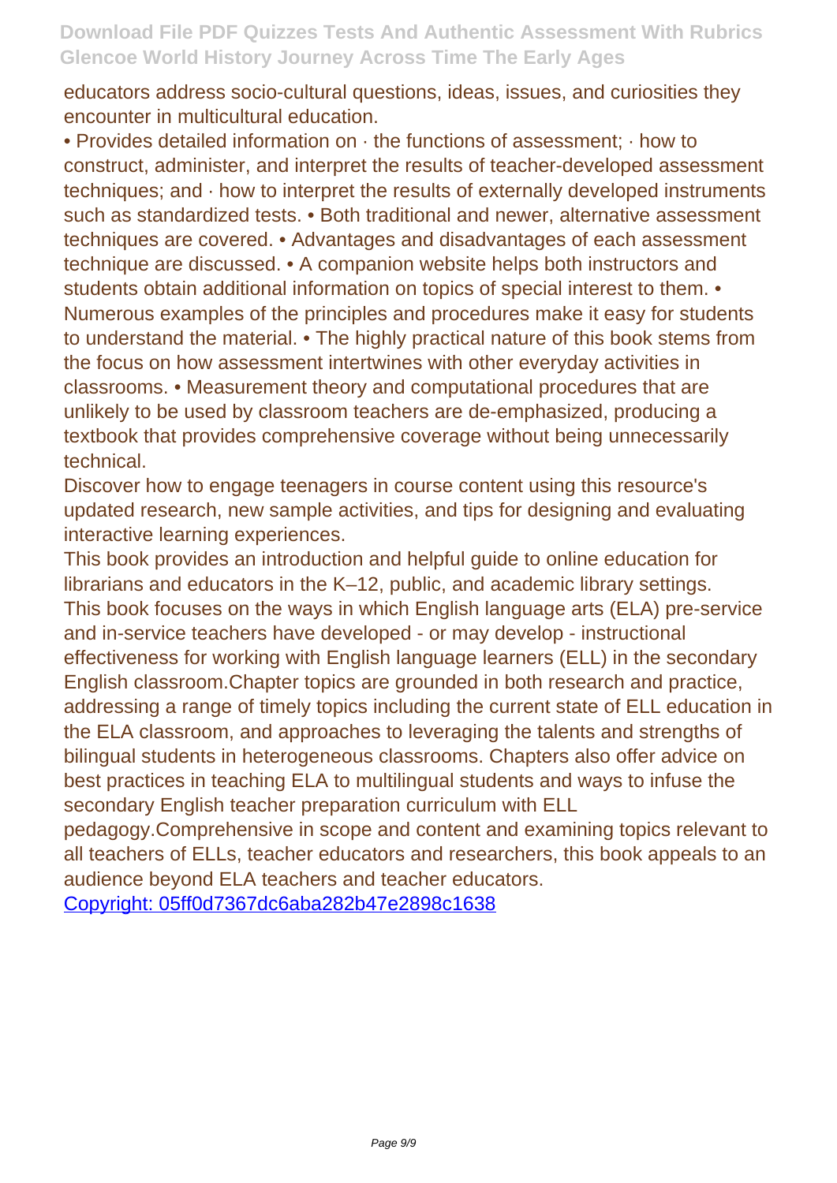educators address socio-cultural questions, ideas, issues, and curiosities they encounter in multicultural education.

• Provides detailed information on · the functions of assessment; · how to construct, administer, and interpret the results of teacher-developed assessment techniques; and · how to interpret the results of externally developed instruments such as standardized tests. • Both traditional and newer, alternative assessment techniques are covered. • Advantages and disadvantages of each assessment technique are discussed. • A companion website helps both instructors and students obtain additional information on topics of special interest to them. • Numerous examples of the principles and procedures make it easy for students to understand the material. • The highly practical nature of this book stems from the focus on how assessment intertwines with other everyday activities in classrooms. • Measurement theory and computational procedures that are unlikely to be used by classroom teachers are de-emphasized, producing a textbook that provides comprehensive coverage without being unnecessarily technical.

Discover how to engage teenagers in course content using this resource's updated research, new sample activities, and tips for designing and evaluating interactive learning experiences.

This book provides an introduction and helpful guide to online education for librarians and educators in the K–12, public, and academic library settings.

This book focuses on the ways in which English language arts (ELA) pre-service and in-service teachers have developed - or may develop - instructional effectiveness for working with English language learners (ELL) in the secondary English classroom.Chapter topics are grounded in both research and practice, addressing a range of timely topics including the current state of ELL education in the ELA classroom, and approaches to leveraging the talents and strengths of bilingual students in heterogeneous classrooms. Chapters also offer advice on best practices in teaching ELA to multilingual students and ways to infuse the secondary English teacher preparation curriculum with ELL pedagogy.Comprehensive in scope and content and examining topics relevant to all teachers of ELLs, teacher educators and researchers, this book appeals to an audience beyond ELA teachers and teacher educators.

Copyright: 05ff0d7367dc6aba282b47e2898c1638